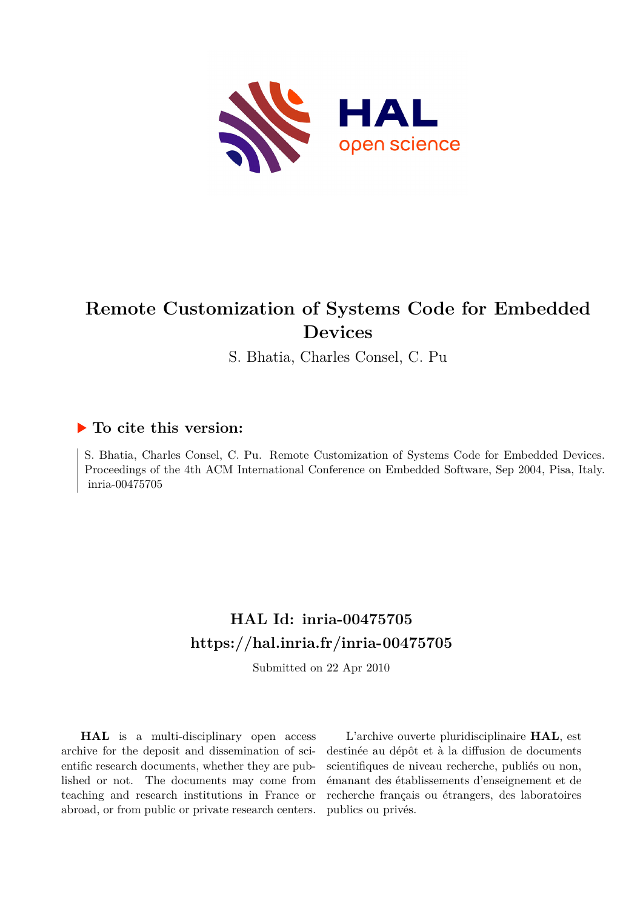# Remote Customization of Systems Code for Embedded Devices

S. Bhatia, Charles Consel, C. Pu

## ▶ To cite this version:

S. Bhatia, Charles Consel, C. Pu. Remote Customization of Systems Code for Embedded Devices. Proceedings of the 4th ACM International Conference on Embedded Software, Sep 2004, Pisa, Italy. inria-00475705

## HAL Id: inria-00475705
## https://hal.inria.fr/inria-00475705

Submitted on 22 Apr 2010

**HAL** is a multi-disciplinary open access archive for the deposit and dissemination of scientific research documents, whether they are published or not. The documents may come from teaching and research institutions in France or abroad, or from public or private research centers.

L'archive ouverte pluridisciplinaire **HAL**, est destinée au dépôt et à la diffusion de documents scientifiques de niveau recherche, publiés ou non, émanant des établissements d'enseignement et de recherche français ou étrangers, des laboratoires publics ou privés.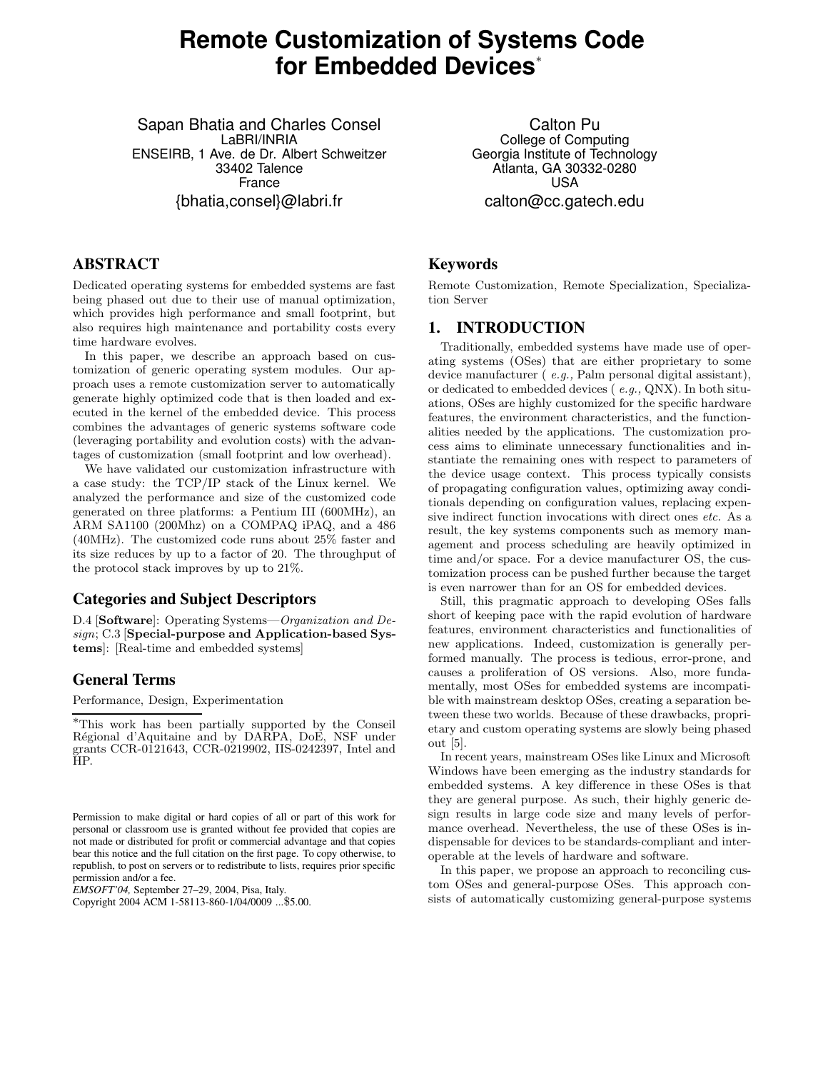# Remote Customization of Systems Code for Embedded Devices*

Sapan Bhatia and Charles Consel
LaBRI/INRIA
ENSEIRB, 1 Ave. de Dr. Albert Schweitzer
33402 Talence
France
{bhatia,consel}@labri.fr

Calton Pu
College of Computing
Georgia Institute of Technology
Atlanta, GA 30332-0280
USA
calton@cc.gatech.edu

## ABSTRACT

Dedicated operating systems for embedded systems are fast being phased out due to their use of manual optimization, which provides high performance and small footprint, but also requires high maintenance and portability costs every time hardware evolves.

In this paper, we describe an approach based on customization of generic operating system modules. Our approach uses a remote customization server to automatically generate highly optimized code that is then loaded and executed in the kernel of the embedded device. This process combines the advantages of generic systems software code (leveraging portability and evolution costs) with the advantages of customization (small footprint and low overhead).

We have validated our customization infrastructure with a case study: the TCP/IP stack of the Linux kernel. We analyzed the performance and size of the customized code generated on three platforms: a Pentium III (600MHz), an ARM SA1100 (200Mhz) on a COMPAQ iPAQ, and a 486 (40MHz). The customized code runs about 25% faster and its size reduces by up to a factor of 20. The throughput of the protocol stack improves by up to 21%.

### Categories and Subject Descriptors

D.4 [**Software**]: Operating Systems—*Organization and Design*; C.3 [**Special-purpose and Application-based Systems**]: [Real-time and embedded systems]

### General Terms

Performance, Design, Experimentation

*This work has been partially supported by the Conseil Régional d'Aquitaine and by DARPA, DoE, NSF under grants CCR-0121643, CCR-0219902, IIS-0242397, Intel and HP.

Permission to make digital or hard copies of all or part of this work for personal or classroom use is granted without fee provided that copies are not made or distributed for profit or commercial advantage and that copies bear this notice and the full citation on the first page. To copy otherwise, to republish, to post on servers or to redistribute to lists, requires prior specific permission and/or a fee.
*EMSOFT'04,* September 27–29, 2004, Pisa, Italy.
Copyright 2004 ACM 1-58113-860-1/04/0009 ...$5.00.

### Keywords

Remote Customization, Remote Specialization, Specialization Server

## 1. INTRODUCTION

Traditionally, embedded systems have made use of operating systems (OSes) that are either proprietary to some device manufacturer ( *e.g.,* Palm personal digital assistant), or dedicated to embedded devices ( *e.g.,* QNX). In both situations, OSes are highly customized for the specific hardware features, the environment characteristics, and the functionalities needed by the applications. The customization process aims to eliminate unnecessary functionalities and instantiate the remaining ones with respect to parameters of the device usage context. This process typically consists of propagating configuration values, optimizing away conditionals depending on configuration values, replacing expensive indirect function invocations with direct ones *etc.* As a result, the key systems components such as memory management and process scheduling are heavily optimized in time and/or space. For a device manufacturer OS, the customization process can be pushed further because the target is even narrower than for an OS for embedded devices.

Still, this pragmatic approach to developing OSes falls short of keeping pace with the rapid evolution of hardware features, environment characteristics and functionalities of new applications. Indeed, customization is generally performed manually. The process is tedious, error-prone, and causes a proliferation of OS versions. Also, more fundamentally, most OSes for embedded systems are incompatible with mainstream desktop OSes, creating a separation between these two worlds. Because of these drawbacks, proprietary and custom operating systems are slowly being phased out [5].

In recent years, mainstream OSes like Linux and Microsoft Windows have been emerging as the industry standards for embedded systems. A key difference in these OSes is that they are general purpose. As such, their highly generic design results in large code size and many levels of performance overhead. Nevertheless, the use of these OSes is indispensable for devices to be standards-compliant and interoperable at the levels of hardware and software.

In this paper, we propose an approach to reconciling custom OSes and general-purpose OSes. This approach consists of automatically customizing general-purpose systems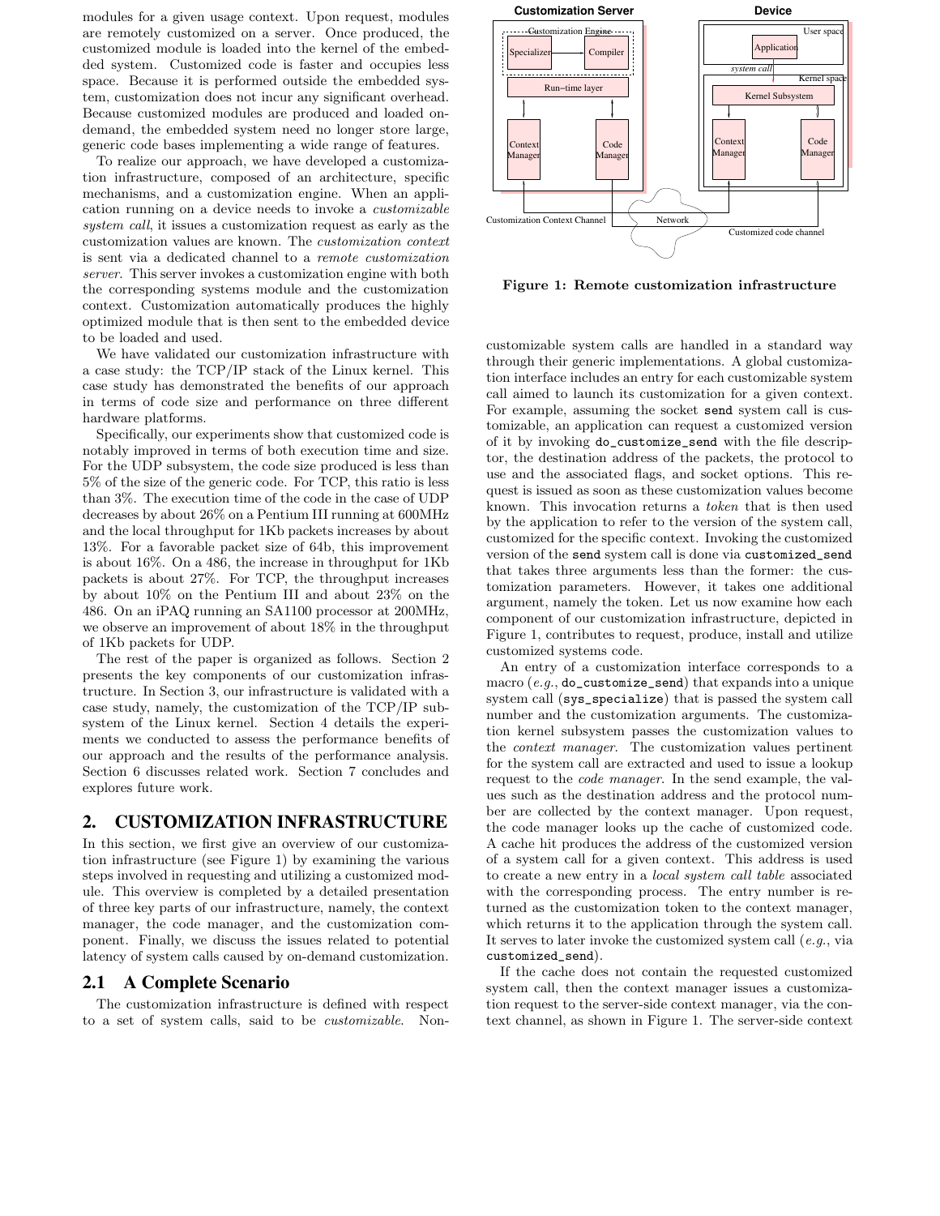modules for a given usage context. Upon request, modules are remotely customized on a server. Once produced, the customized module is loaded into the kernel of the embedded system. Customized code is faster and occupies less space. Because it is performed outside the embedded system, customization does not incur any significant overhead. Because customized modules are produced and loaded on-demand, the embedded system need no longer store large, generic code bases implementing a wide range of features.

To realize our approach, we have developed a customization infrastructure, composed of an architecture, specific mechanisms, and a customization engine. When an application running on a device needs to invoke a *customizable system call*, it issues a customization request as early as the customization values are known. The *customization context* is sent via a dedicated channel to a *remote customization server*. This server invokes a customization engine with both the corresponding systems module and the customization context. Customization automatically produces the highly optimized module that is then sent to the embedded device to be loaded and used.

We have validated our customization infrastructure with a case study: the TCP/IP stack of the Linux kernel. This case study has demonstrated the benefits of our approach in terms of code size and performance on three different hardware platforms.

Specifically, our experiments show that customized code is notably improved in terms of both execution time and size. For the UDP subsystem, the code size produced is less than 5% of the size of the generic code. For TCP, this ratio is less than 3%. The execution time of the code in the case of UDP decreases by about 26% on a Pentium III running at 600MHz and the local throughput for 1Kb packets increases by about 13%. For a favorable packet size of 64b, this improvement is about 16%. On a 486, the increase in throughput for 1Kb packets is about 27%. For TCP, the throughput increases by about 10% on the Pentium III and about 23% on the 486. On an iPAQ running an SA1100 processor at 200MHz, we observe an improvement of about 18% in the throughput of 1Kb packets for UDP.

The rest of the paper is organized as follows. Section 2 presents the key components of our customization infrastructure. In Section 3, our infrastructure is validated with a case study, namely, the customization of the TCP/IP subsystem of the Linux kernel. Section 4 details the experiments we conducted to assess the performance benefits of our approach and the results of the performance analysis. Section 6 discusses related work. Section 7 concludes and explores future work.

## 2. CUSTOMIZATION INFRASTRUCTURE

In this section, we first give an overview of our customization infrastructure (see Figure 1) by examining the various steps involved in requesting and utilizing a customized module. This overview is completed by a detailed presentation of three key parts of our infrastructure, namely, the context manager, the code manager, and the customization component. Finally, we discuss the issues related to potential latency of system calls caused by on-demand customization.

### 2.1 A Complete Scenario

The customization infrastructure is defined with respect to a set of system calls, said to be *customizable*. Non-customizable system calls are handled in a standard way through their generic implementations. A global customization interface includes an entry for each customizable system call aimed to launch its customization for a given context. For example, assuming the socket `send` system call is customizable, an application can request a customized version of it by invoking `do_customize_send` with the file descriptor, the destination address of the packets, the protocol to use and the associated flags, and socket options. This request is issued as soon as these customization values become known. This invocation returns a *token* that is then used by the application to refer to the version of the system call, customized for the specific context. Invoking the customized version of the `send` system call is done via `customized_send` that takes three arguments less than the former: the customization parameters. However, it takes one additional argument, namely the token. Let us now examine how each component of our customization infrastructure, depicted in Figure 1, contributes to request, produce, install and utilize customized systems code.

Figure 1: Remote customization infrastructure

An entry of a customization interface corresponds to a macro (*e.g.*, `do_customize_send`) that expands into a unique system call (`sys_specialize`) that is passed the system call number and the customization arguments. The customization kernel subsystem passes the customization values to the *context manager*. The customization values pertinent for the system call are extracted and used to issue a lookup request to the *code manager*. In the send example, the values such as the destination address and the protocol number are collected by the context manager. Upon request, the code manager looks up the cache of customized code. A cache hit produces the address of the customized version of a system call for a given context. This address is used to create a new entry in a *local system call table* associated with the corresponding process. The entry number is returned as the customization token to the context manager, which returns it to the application through the system call. It serves to later invoke the customized system call (*e.g.*, via `customized_send`).

If the cache does not contain the requested customized system call, then the context manager issues a customization request to the server-side context manager, via the context channel, as shown in Figure 1. The server-side context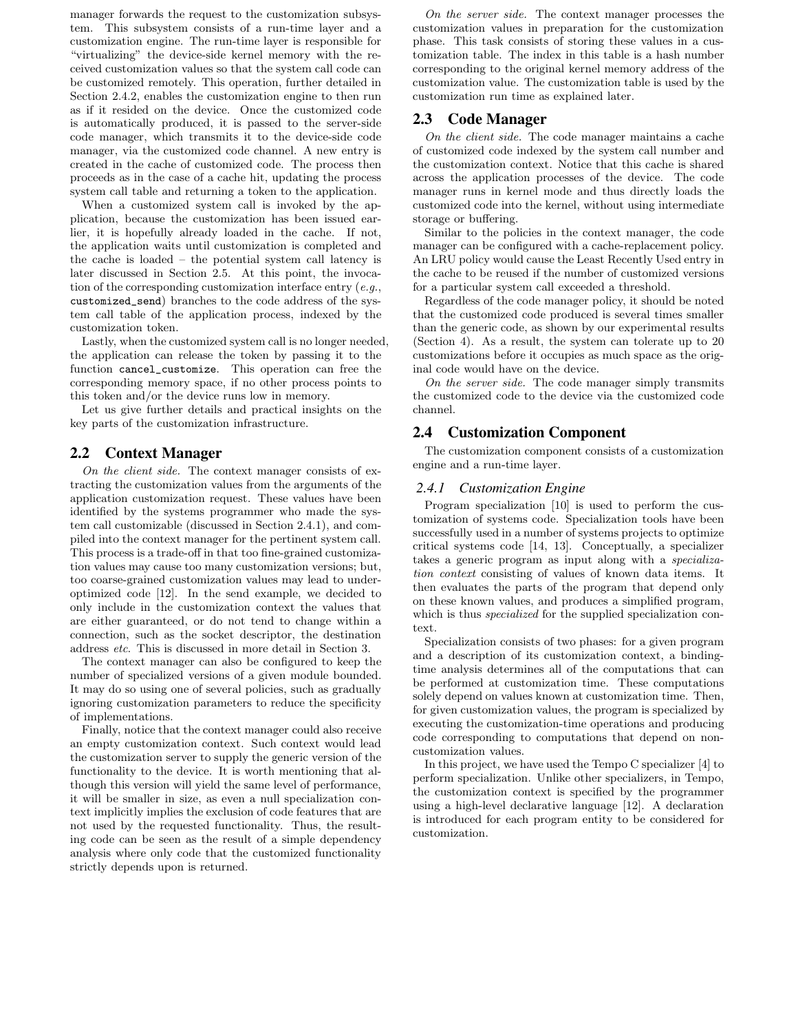manager forwards the request to the customization subsystem. This subsystem consists of a run-time layer and a customization engine. The run-time layer is responsible for "virtualizing" the device-side kernel memory with the received customization values so that the system call code can be customized remotely. This operation, further detailed in Section 2.4.2, enables the customization engine to then run as if it resided on the device. Once the customized code is automatically produced, it is passed to the server-side code manager, which transmits it to the device-side code manager, via the customized code channel. A new entry is created in the cache of customized code. The process then proceeds as in the case of a cache hit, updating the process system call table and returning a token to the application.

When a customized system call is invoked by the application, because the customization has been issued earlier, it is hopefully already loaded in the cache. If not, the application waits until customization is completed and the cache is loaded – the potential system call latency is later discussed in Section 2.5. At this point, the invocation of the corresponding customization interface entry (*e.g.*, `customized_send`) branches to the code address of the system call table of the application process, indexed by the customization token.

Lastly, when the customized system call is no longer needed, the application can release the token by passing it to the function `cancel_customize`. This operation can free the corresponding memory space, if no other process points to this token and/or the device runs low in memory.

Let us give further details and practical insights on the key parts of the customization infrastructure.

## 2.2 Context Manager

*On the client side.* The context manager consists of extracting the customization values from the arguments of the application customization request. These values have been identified by the systems programmer who made the system call customizable (discussed in Section 2.4.1), and compiled into the context manager for the pertinent system call. This process is a trade-off in that too fine-grained customization values may cause too many customization versions; but, too coarse-grained customization values may lead to under-optimized code [12]. In the send example, we decided to only include in the customization context the values that are either guaranteed, or do not tend to change within a connection, such as the socket descriptor, the destination address *etc.* This is discussed in more detail in Section 3.

The context manager can also be configured to keep the number of specialized versions of a given module bounded. It may do so using one of several policies, such as gradually ignoring customization parameters to reduce the specificity of implementations.

Finally, notice that the context manager could also receive an empty customization context. Such context would lead the customization server to supply the generic version of the functionality to the device. It is worth mentioning that although this version will yield the same level of performance, it will be smaller in size, as even a null specialization context implicitly implies the exclusion of code features that are not used by the requested functionality. Thus, the resulting code can be seen as the result of a simple dependency analysis where only code that the customized functionality strictly depends upon is returned.

*On the server side.* The context manager processes the customization values in preparation for the customization phase. This task consists of storing these values in a customization table. The index in this table is a hash number corresponding to the original kernel memory address of the customization value. The customization table is used by the customization run time as explained later.

## 2.3 Code Manager

*On the client side.* The code manager maintains a cache of customized code indexed by the system call number and the customization context. Notice that this cache is shared across the application processes of the device. The code manager runs in kernel mode and thus directly loads the customized code into the kernel, without using intermediate storage or buffering.

Similar to the policies in the context manager, the code manager can be configured with a cache-replacement policy. An LRU policy would cause the Least Recently Used entry in the cache to be reused if the number of customized versions for a particular system call exceeded a threshold.

Regardless of the code manager policy, it should be noted that the customized code produced is several times smaller than the generic code, as shown by our experimental results (Section 4). As a result, the system can tolerate up to 20 customizations before it occupies as much space as the original code would have on the device.

*On the server side.* The code manager simply transmits the customized code to the device via the customized code channel.

## 2.4 Customization Component

The customization component consists of a customization engine and a run-time layer.

### 2.4.1 Customization Engine

Program specialization [10] is used to perform the customization of systems code. Specialization tools have been successfully used in a number of systems projects to optimize critical systems code [14, 13]. Conceptually, a specializer takes a generic program as input along with a *specialization context* consisting of values of known data items. It then evaluates the parts of the program that depend only on these known values, and produces a simplified program, which is thus *specialized* for the supplied specialization context.

Specialization consists of two phases: for a given program and a description of its customization context, a binding-time analysis determines all of the computations that can be performed at customization time. These computations solely depend on values known at customization time. Then, for given customization values, the program is specialized by executing the customization-time operations and producing code corresponding to computations that depend on non-customization values.

In this project, we have used the Tempo C specializer [4] to perform specialization. Unlike other specializers, in Tempo, the customization context is specified by the programmer using a high-level declarative language [12]. A declaration is introduced for each program entity to be considered for customization.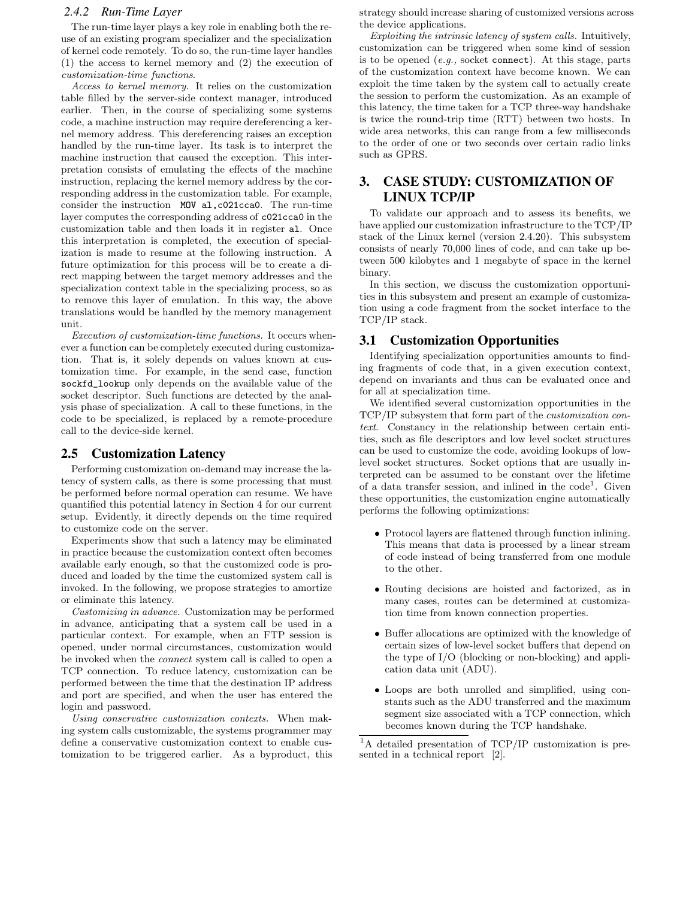### 2.4.2 Run-Time Layer

The run-time layer plays a key role in enabling both the reuse of an existing program specializer and the specialization of kernel code remotely. To do so, the run-time layer handles (1) the access to kernel memory and (2) the execution of *customization-time functions*.

*Access to kernel memory.* It relies on the customization table filled by the server-side context manager, introduced earlier. Then, in the course of specializing some systems code, a machine instruction may require dereferencing a kernel memory address. This dereferencing raises an exception handled by the run-time layer. Its task is to interpret the machine instruction that caused the exception. This interpretation consists of emulating the effects of the machine instruction, replacing the kernel memory address by the corresponding address in the customization table. For example, consider the instruction `MOV al,c021cca0`. The run-time layer computes the corresponding address of `c021cca0` in the customization table and then loads it in register `al`. Once this interpretation is completed, the execution of specialization is made to resume at the following instruction. A future optimization for this process will be to create a direct mapping between the target memory addresses and the specialization context table in the specializing process, so as to remove this layer of emulation. In this way, the above translations would be handled by the memory management unit.

*Execution of customization-time functions.* It occurs whenever a function can be completely executed during customization. That is, it solely depends on values known at customization time. For example, in the send case, function `sockfd_lookup` only depends on the available value of the socket descriptor. Such functions are detected by the analysis phase of specialization. A call to these functions, in the code to be specialized, is replaced by a remote-procedure call to the device-side kernel.

## 2.5 Customization Latency

Performing customization on-demand may increase the latency of system calls, as there is some processing that must be performed before normal operation can resume. We have quantified this potential latency in Section 4 for our current setup. Evidently, it directly depends on the time required to customize code on the server.

Experiments show that such a latency may be eliminated in practice because the customization context often becomes available early enough, so that the customized code is produced and loaded by the time the customized system call is invoked. In the following, we propose strategies to amortize or eliminate this latency.

*Customizing in advance.* Customization may be performed in advance, anticipating that a system call be used in a particular context. For example, when an FTP session is opened, under normal circumstances, customization would be invoked when the *connect* system call is called to open a TCP connection. To reduce latency, customization can be performed between the time that the destination IP address and port are specified, and when the user has entered the login and password.

*Using conservative customization contexts.* When making system calls customizable, the systems programmer may define a conservative customization context to enable customization to be triggered earlier. As a byproduct, this strategy should increase sharing of customized versions across the device applications.

*Exploiting the intrinsic latency of system calls.* Intuitively, customization can be triggered when some kind of session is to be opened (*e.g.,* socket `connect`). At this stage, parts of the customization context have become known. We can exploit the time taken by the system call to actually create the session to perform the customization. As an example of this latency, the time taken for a TCP three-way handshake is twice the round-trip time (RTT) between two hosts. In wide area networks, this can range from a few milliseconds to the order of one or two seconds over certain radio links such as GPRS.

# 3. CASE STUDY: CUSTOMIZATION OF LINUX TCP/IP

To validate our approach and to assess its benefits, we have applied our customization infrastructure to the TCP/IP stack of the Linux kernel (version 2.4.20). This subsystem consists of nearly 70,000 lines of code, and can take up between 500 kilobytes and 1 megabyte of space in the kernel binary.

In this section, we discuss the customization opportunities in this subsystem and present an example of customization using a code fragment from the socket interface to the TCP/IP stack.

## 3.1 Customization Opportunities

Identifying specialization opportunities amounts to finding fragments of code that, in a given execution context, depend on invariants and thus can be evaluated once and for all at specialization time.

We identified several customization opportunities in the TCP/IP subsystem that form part of the *customization context*. Constancy in the relationship between certain entities, such as file descriptors and low level socket structures can be used to customize the code, avoiding lookups of low-level socket structures. Socket options that are usually interpreted can be assumed to be constant over the lifetime of a data transfer session, and inlined in the code[1]. Given these opportunities, the customization engine automatically performs the following optimizations:

- Protocol layers are flattened through function inlining. This means that data is processed by a linear stream of code instead of being transferred from one module to the other.
- Routing decisions are hoisted and factorized, as in many cases, routes can be determined at customization time from known connection properties.
- Buffer allocations are optimized with the knowledge of certain sizes of low-level socket buffers that depend on the type of I/O (blocking or non-blocking) and application data unit (ADU).
- Loops are both unrolled and simplified, using constants such as the ADU transferred and the maximum segment size associated with a TCP connection, which becomes known during the TCP handshake.

[1] A detailed presentation of TCP/IP customization is presented in a technical report [2].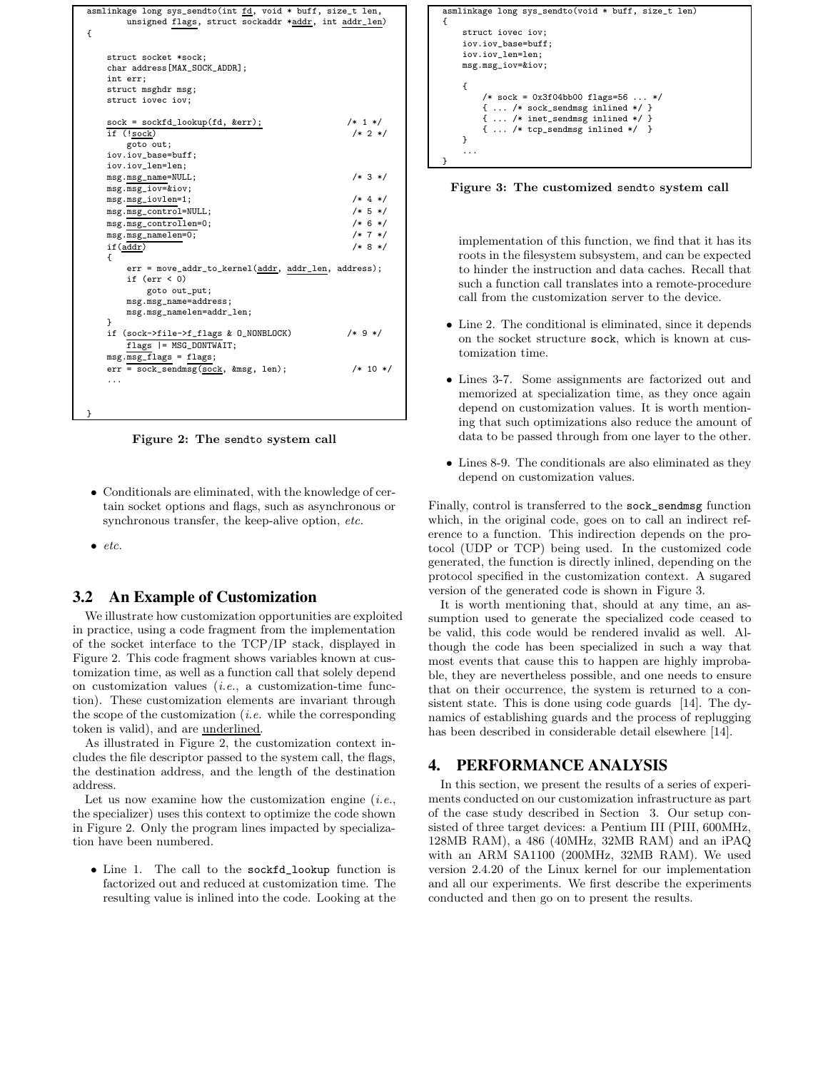```
asmlinkage long sys_sendto(int fd, void * buff, size_t len,
        unsigned flags, struct sockaddr *addr, int addr_len)
{

    struct socket *sock;
    char address[MAX_SOCK_ADDR];
    int err;
    struct msghdr msg;
    struct iovec iov;

    sock = sockfd_lookup(fd, &err);                     /* 1 */
    if (!sock)                                           /* 2 */
        goto out;
    iov.iov_base=buff;
    iov.iov_len=len;
    msg.msg_name=NULL;                                   /* 3 */
    msg.msg_iov=&iov;
    msg.msg_iovlen=1;                                    /* 4 */
    msg.msg_control=NULL;                                /* 5 */
    msg.msg_controllen=0;                                /* 6 */
    msg.msg_namelen=0;                                   /* 7 */
    if(addr)                                             /* 8 */
    {
        err = move_addr_to_kernel(addr, addr_len, address);
        if (err < 0)
            goto out_put;
        msg.msg_name=address;
        msg.msg_namelen=addr_len;
    }
    if (sock->file->f_flags & O_NONBLOCK)               /* 9 */
        flags |= MSG_DONTWAIT;
    msg.msg_flags = flags;
    err = sock_sendmsg(sock, &msg, len);                 /* 10 */
    ...


}
```

**Figure 2: The sendto system call**

- Conditionals are eliminated, with the knowledge of certain socket options and flags, such as asynchronous or synchronous transfer, the keep-alive option, *etc.*
- *etc.*

## 3.2 An Example of Customization

We illustrate how customization opportunities are exploited in practice, using a code fragment from the implementation of the socket interface to the TCP/IP stack, displayed in Figure 2. This code fragment shows variables known at customization time, as well as a function call that solely depend on customization values (*i.e.*, a customization-time function). These customization elements are invariant through the scope of the customization (*i.e.* while the corresponding token is valid), and are underlined.

As illustrated in Figure 2, the customization context includes the file descriptor passed to the system call, the flags, the destination address, and the length of the destination address.

Let us now examine how the customization engine (*i.e.*, the specializer) uses this context to optimize the code shown in Figure 2. Only the program lines impacted by specialization have been numbered.

- Line 1. The call to the `sockfd_lookup` function is factorized out and reduced at customization time. The resulting value is inlined into the code. Looking at the implementation of this function, we find that it has its roots in the filesystem subsystem, and can be expected to hinder the instruction and data caches. Recall that such a function call translates into a remote-procedure call from the customization server to the device.
- Line 2. The conditional is eliminated, since it depends on the socket structure `sock`, which is known at customization time.
- Lines 3-7. Some assignments are factorized out and memorized at specialization time, as they once again depend on customization values. It is worth mentioning that such optimizations also reduce the amount of data to be passed through from one layer to the other.
- Lines 8-9. The conditionals are also eliminated as they depend on customization values.

```
asmlinkage long sys_sendto(void * buff, size_t len)
{
    struct iovec iov;
    iov.iov_base=buff;
    iov.iov_len=len;
    msg.msg_iov=&iov;

    {
        /* sock = 0x3f04bb00 flags=56 ... */
        { ... /* sock_sendmsg inlined */ }
        { ... /* inet_sendmsg inlined */ }
        { ... /* tcp_sendmsg inlined */  }
    }
    ...
}
```

**Figure 3: The customized sendto system call**

Finally, control is transferred to the `sock_sendmsg` function which, in the original code, goes on to call an indirect reference to a function. This indirection depends on the protocol (UDP or TCP) being used. In the customized code generated, the function is directly inlined, depending on the protocol specified in the customization context. A sugared version of the generated code is shown in Figure 3.

It is worth mentioning that, should at any time, an assumption used to generate the specialized code ceased to be valid, this code would be rendered invalid as well. Although the code has been specialized in such a way that most events that cause this to happen are highly improbable, they are nevertheless possible, and one needs to ensure that on their occurrence, the system is returned to a consistent state. This is done using code guards [14]. The dynamics of establishing guards and the process of replugging has been described in considerable detail elsewhere [14].

# 4. PERFORMANCE ANALYSIS

In this section, we present the results of a series of experiments conducted on our customization infrastructure as part of the case study described in Section 3. Our setup consisted of three target devices: a Pentium III (PIII, 600MHz, 128MB RAM), a 486 (40MHz, 32MB RAM) and an iPAQ with an ARM SA1100 (200MHz, 32MB RAM). We used version 2.4.20 of the Linux kernel for our implementation and all our experiments. We first describe the experiments conducted and then go on to present the results.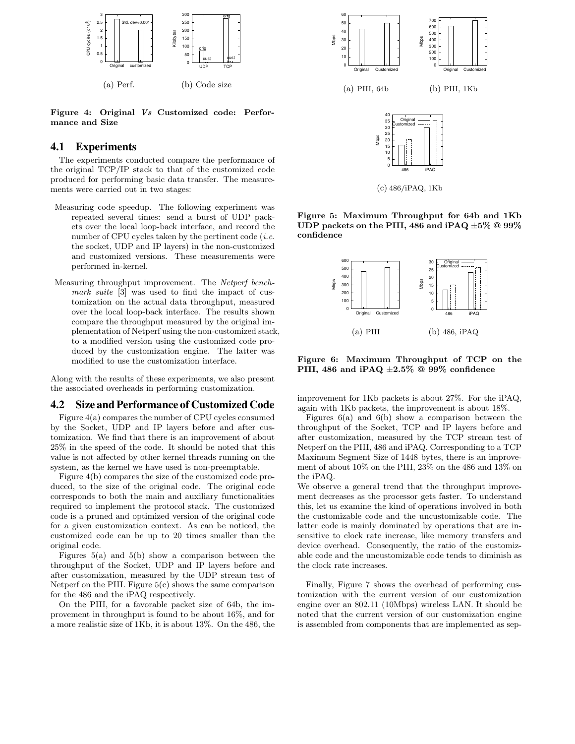(a) Perf. (b) Code size

**Figure 4: Original *Vs* Customized code: Performance and Size**

## 4.1 Experiments

The experiments conducted compare the performance of the original TCP/IP stack to that of the customized code produced for performing basic data transfer. The measurements were carried out in two stages:

- Measuring code speedup. The following experiment was repeated several times: send a burst of UDP packets over the local loop-back interface, and record the number of CPU cycles taken by the pertinent code (*i.e.* the socket, UDP and IP layers) in the non-customized and customized versions. These measurements were performed in-kernel.
- Measuring throughput improvement. The *Netperf benchmark suite* [3] was used to find the impact of customization on the actual data throughput, measured over the local loop-back interface. The results shown compare the throughput measured by the original implementation of Netperf using the non-customized stack, to a modified version using the customized code produced by the customization engine. The latter was modified to use the customization interface.

Along with the results of these experiments, we also present the associated overheads in performing customization.

## 4.2 Size and Performance of Customized Code

Figure 4(a) compares the number of CPU cycles consumed by the Socket, UDP and IP layers before and after customization. We find that there is an improvement of about 25% in the speed of the code. It should be noted that this value is not affected by other kernel threads running on the system, as the kernel we have used is non-preemptable.

Figure 4(b) compares the size of the customized code produced, to the size of the original code. The original code corresponds to both the main and auxiliary functionalities required to implement the protocol stack. The customized code is a pruned and optimized version of the original code for a given customization context. As can be noticed, the customized code can be up to 20 times smaller than the original code.

Figures 5(a) and 5(b) show a comparison between the throughput of the Socket, UDP and IP layers before and after customization, measured by the UDP stream test of Netperf on the PIII. Figure 5(c) shows the same comparison for the 486 and the iPAQ respectively.

On the PIII, for a favorable packet size of 64b, the improvement in throughput is found to be about 16%, and for a more realistic size of 1Kb, it is about 13%. On the 486, the improvement for 1Kb packets is about 27%. For the iPAQ, again with 1Kb packets, the improvement is about 18%.

(a) PIII, 64b (b) PIII, 1Kb

(c) 486/iPAQ, 1Kb

**Figure 5: Maximum Throughput for 64b and 1Kb UDP packets on the PIII, 486 and iPAQ ±5% @ 99% confidence**

(a) PIII (b) 486, iPAQ

**Figure 6: Maximum Throughput of TCP on the PIII, 486 and iPAQ ±2.5% @ 99% confidence**

Figures 6(a) and 6(b) show a comparison between the throughput of the Socket, TCP and IP layers before and after customization, measured by the TCP stream test of Netperf on the PIII, 486 and iPAQ. Corresponding to a TCP Maximum Segment Size of 1448 bytes, there is an improvement of about 10% on the PIII, 23% on the 486 and 13% on the iPAQ.

We observe a general trend that the throughput improvement decreases as the processor gets faster. To understand this, let us examine the kind of operations involved in both the customizable code and the uncustomizable code. The latter code is mainly dominated by operations that are insensitive to clock rate increase, like memory transfers and device overhead. Consequently, the ratio of the customizable code and the uncustomizable code tends to diminish as the clock rate increases.

Finally, Figure 7 shows the overhead of performing customization with the current version of our customization engine over an 802.11 (10Mbps) wireless LAN. It should be noted that the current version of our customization engine is assembled from components that are implemented as sep-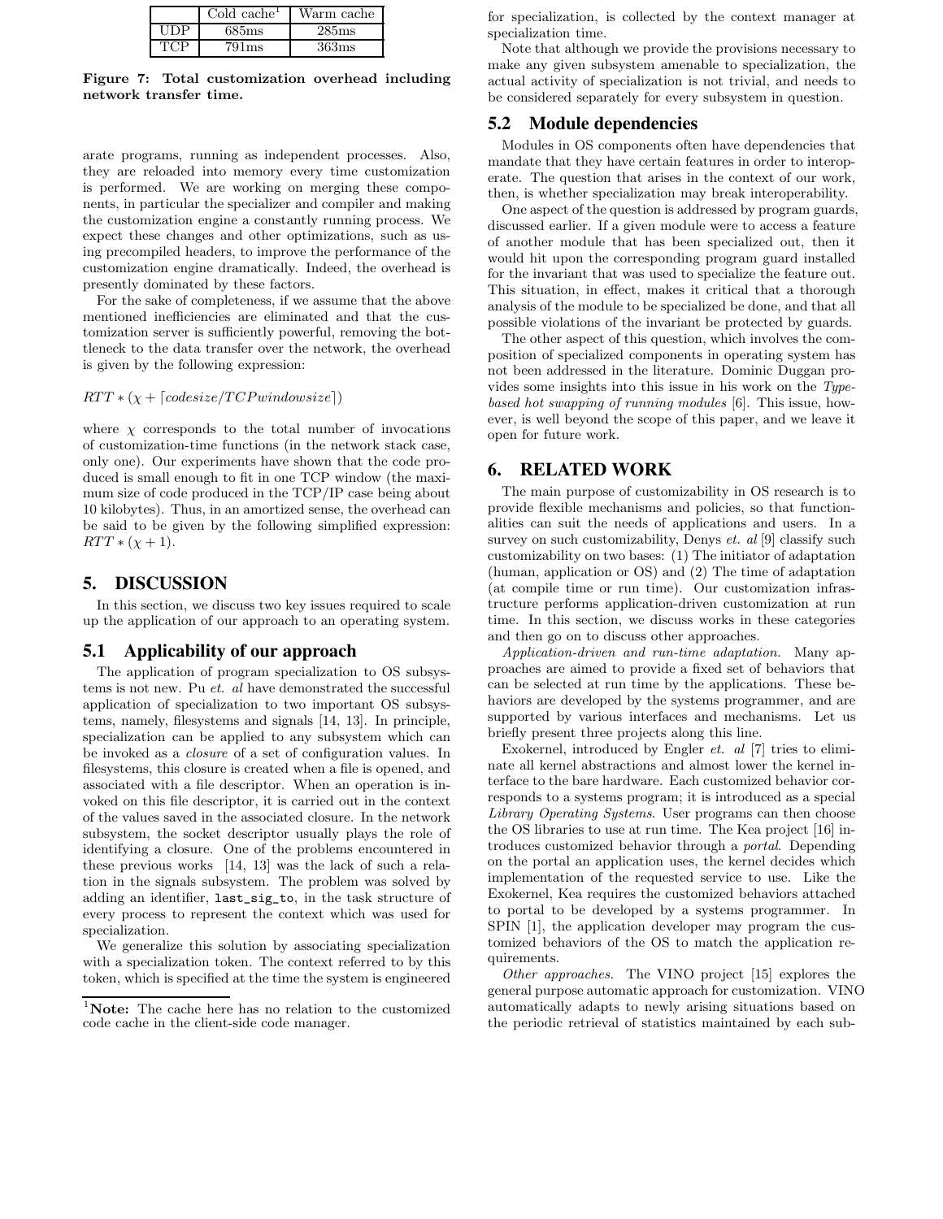| | Cold cache[1] | Warm cache |
|---|---|---|
| UDP | 685ms | 285ms |
| TCP | 791ms | 363ms |

**Figure 7: Total customization overhead including network transfer time.**

arate programs, running as independent processes. Also, they are reloaded into memory every time customization is performed. We are working on merging these components, in particular the specializer and compiler and making the customization engine a constantly running process. We expect these changes and other optimizations, such as using precompiled headers, to improve the performance of the customization engine dramatically. Indeed, the overhead is presently dominated by these factors.

For the sake of completeness, if we assume that the above mentioned inefficiencies are eliminated and that the customization server is sufficiently powerful, removing the bottleneck to the data transfer over the network, the overhead is given by the following expression:

$$RTT * (\chi + \lceil codesize/TCPwindowsize \rceil)$$

where $\chi$ corresponds to the total number of invocations of customization-time functions (in the network stack case, only one). Our experiments have shown that the code produced is small enough to fit in one TCP window (the maximum size of code produced in the TCP/IP case being about 10 kilobytes). Thus, in an amortized sense, the overhead can be said to be given by the following simplified expression: $RTT * (\chi + 1)$.

## 5. DISCUSSION

In this section, we discuss two key issues required to scale up the application of our approach to an operating system.

### 5.1 Applicability of our approach

The application of program specialization to OS subsystems is not new. Pu *et. al* have demonstrated the successful application of specialization to two important OS subsystems, namely, filesystems and signals [14, 13]. In principle, specialization can be applied to any subsystem which can be invoked as a *closure* of a set of configuration values. In filesystems, this closure is created when a file is opened, and associated with a file descriptor. When an operation is invoked on this file descriptor, it is carried out in the context of the values saved in the associated closure. In the network subsystem, the socket descriptor usually plays the role of identifying a closure. One of the problems encountered in these previous works [14, 13] was the lack of such a relation in the signals subsystem. The problem was solved by adding an identifier, `last_sig_to`, in the task structure of every process to represent the context which was used for specialization.

We generalize this solution by associating specialization with a specialization token. The context referred to by this token, which is specified at the time the system is engineered for specialization, is collected by the context manager at specialization time.

Note that although we provide the provisions necessary to make any given subsystem amenable to specialization, the actual activity of specialization is not trivial, and needs to be considered separately for every subsystem in question.

### 5.2 Module dependencies

Modules in OS components often have dependencies that mandate that they have certain features in order to interoperate. The question that arises in the context of our work, then, is whether specialization may break interoperability.

One aspect of the question is addressed by program guards, discussed earlier. If a given module were to access a feature of another module that has been specialized out, then it would hit upon the corresponding program guard installed for the invariant that was used to specialize the feature out. This situation, in effect, makes it critical that a thorough analysis of the module to be specialized be done, and that all possible violations of the invariant be protected by guards.

The other aspect of this question, which involves the composition of specialized components in operating system has not been addressed in the literature. Dominic Duggan provides some insights into this issue in his work on the *Type-based hot swapping of running modules* [6]. This issue, however, is well beyond the scope of this paper, and we leave it open for future work.

## 6. RELATED WORK

The main purpose of customizability in OS research is to provide flexible mechanisms and policies, so that functionalities can suit the needs of applications and users. In a survey on such customizability, Denys *et. al* [9] classify such customizability on two bases: (1) The initiator of adaptation (human, application or OS) and (2) The time of adaptation (at compile time or run time). Our customization infrastructure performs application-driven customization at run time. In this section, we discuss works in these categories and then go on to discuss other approaches.

*Application-driven and run-time adaptation.* Many approaches are aimed to provide a fixed set of behaviors that can be selected at run time by the applications. These behaviors are developed by the systems programmer, and are supported by various interfaces and mechanisms. Let us briefly present three projects along this line.

Exokernel, introduced by Engler *et. al* [7] tries to eliminate all kernel abstractions and almost lower the kernel interface to the bare hardware. Each customized behavior corresponds to a systems program; it is introduced as a special *Library Operating Systems*. User programs can then choose the OS libraries to use at run time. The Kea project [16] introduces customized behavior through a *portal*. Depending on the portal an application uses, the kernel decides which implementation of the requested service to use. Like the Exokernel, Kea requires the customized behaviors attached to portal to be developed by a systems programmer. In SPIN [1], the application developer may program the customized behaviors of the OS to match the application requirements.

*Other approaches.* The VINO project [15] explores the general purpose automatic approach for customization. VINO automatically adapts to newly arising situations based on the periodic retrieval of statistics maintained by each sub-

[1] **Note:** The cache here has no relation to the customized code cache in the client-side code manager.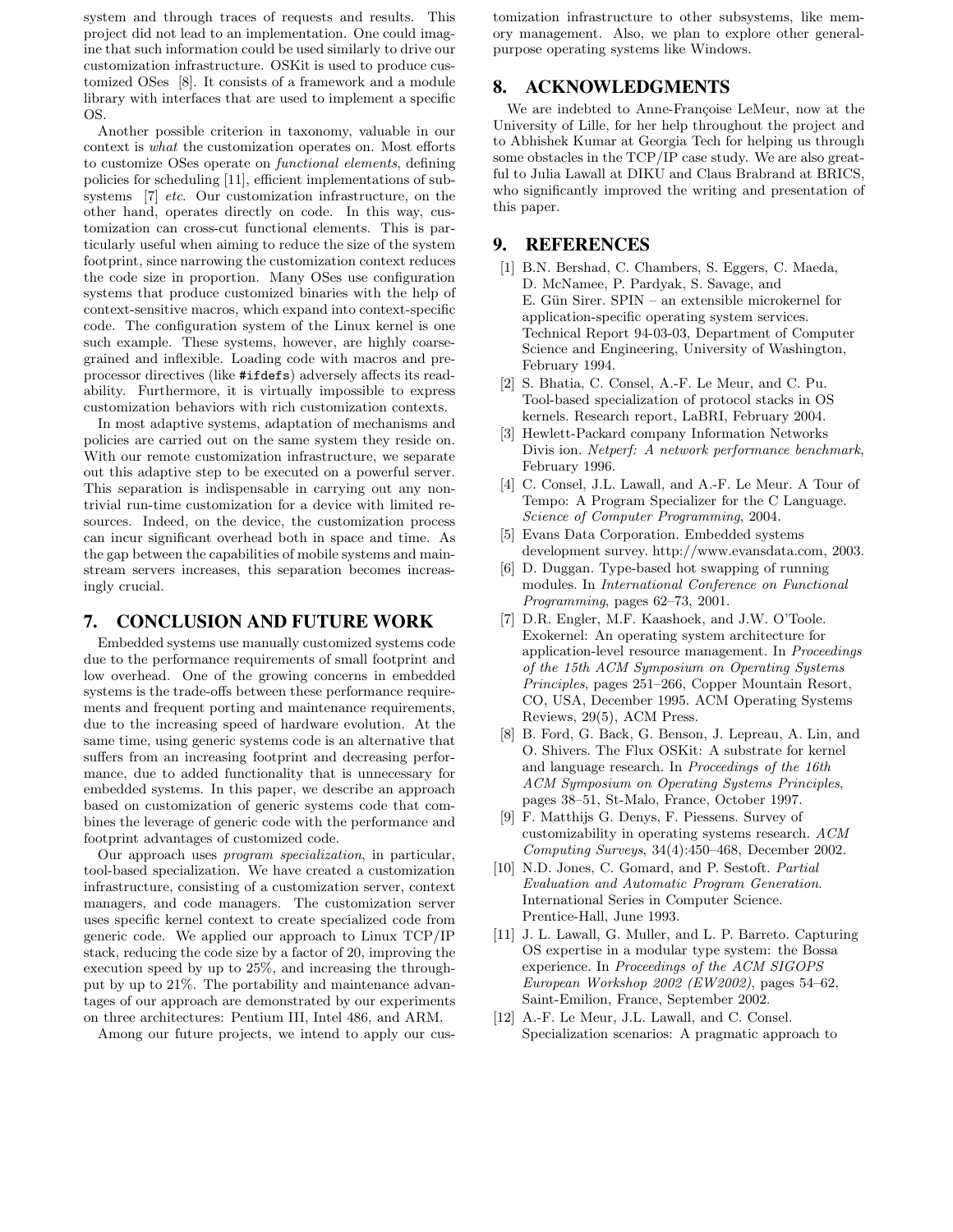system and through traces of requests and results. This project did not lead to an implementation. One could imagine that such information could be used similarly to drive our customization infrastructure. OSKit is used to produce customized OSes [8]. It consists of a framework and a module library with interfaces that are used to implement a specific OS.

Another possible criterion in taxonomy, valuable in our context is *what* the customization operates on. Most efforts to customize OSes operate on *functional elements*, defining policies for scheduling [11], efficient implementations of subsystems [7] *etc.* Our customization infrastructure, on the other hand, operates directly on code. In this way, customization can cross-cut functional elements. This is particularly useful when aiming to reduce the size of the system footprint, since narrowing the customization context reduces the code size in proportion. Many OSes use configuration systems that produce customized binaries with the help of context-sensitive macros, which expand into context-specific code. The configuration system of the Linux kernel is one such example. These systems, however, are highly coarse-grained and inflexible. Loading code with macros and preprocessor directives (like `#ifdefs`) adversely affects its readability. Furthermore, it is virtually impossible to express customization behaviors with rich customization contexts.

In most adaptive systems, adaptation of mechanisms and policies are carried out on the same system they reside on. With our remote customization infrastructure, we separate out this adaptive step to be executed on a powerful server. This separation is indispensable in carrying out any non-trivial run-time customization for a device with limited resources. Indeed, on the device, the customization process can incur significant overhead both in space and time. As the gap between the capabilities of mobile systems and mainstream servers increases, this separation becomes increasingly crucial.

## 7. CONCLUSION AND FUTURE WORK

Embedded systems use manually customized systems code due to the performance requirements of small footprint and low overhead. One of the growing concerns in embedded systems is the trade-offs between these performance requirements and frequent porting and maintenance requirements, due to the increasing speed of hardware evolution. At the same time, using generic systems code is an alternative that suffers from an increasing footprint and decreasing performance, due to added functionality that is unnecessary for embedded systems. In this paper, we describe an approach based on customization of generic systems code that combines the leverage of generic code with the performance and footprint advantages of customized code.

Our approach uses *program specialization*, in particular, tool-based specialization. We have created a customization infrastructure, consisting of a customization server, context managers, and code managers. The customization server uses specific kernel context to create specialized code from generic code. We applied our approach to Linux TCP/IP stack, reducing the code size by a factor of 20, improving the execution speed by up to 25%, and increasing the throughput by up to 21%. The portability and maintenance advantages of our approach are demonstrated by our experiments on three architectures: Pentium III, Intel 486, and ARM.

Among our future projects, we intend to apply our customization infrastructure to other subsystems, like memory management. Also, we plan to explore other general-purpose operating systems like Windows.

## 8. ACKNOWLEDGMENTS

We are indebted to Anne-Françoise LeMeur, now at the University of Lille, for her help throughout the project and to Abhishek Kumar at Georgia Tech for helping us through some obstacles in the TCP/IP case study. We are also grateful to Julia Lawall at DIKU and Claus Brabrand at BRICS, who significantly improved the writing and presentation of this paper.

## 9. REFERENCES

[1] B.N. Bershad, C. Chambers, S. Eggers, C. Maeda, D. McNamee, P. Pardyak, S. Savage, and E. Gün Sirer. SPIN – an extensible microkernel for application-specific operating system services. Technical Report 94-03-03, Department of Computer Science and Engineering, University of Washington, February 1994.

[2] S. Bhatia, C. Consel, A.-F. Le Meur, and C. Pu. Tool-based specialization of protocol stacks in OS kernels. Research report, LaBRI, February 2004.

[3] Hewlett-Packard company Information Networks Divis ion. *Netperf: A network performance benchmark*, February 1996.

[4] C. Consel, J.L. Lawall, and A.-F. Le Meur. A Tour of Tempo: A Program Specializer for the C Language. *Science of Computer Programming*, 2004.

[5] Evans Data Corporation. Embedded systems development survey. http://www.evansdata.com, 2003.

[6] D. Duggan. Type-based hot swapping of running modules. In *International Conference on Functional Programming*, pages 62–73, 2001.

[7] D.R. Engler, M.F. Kaashoek, and J.W. O'Toole. Exokernel: An operating system architecture for application-level resource management. In *Proceedings of the 15th ACM Symposium on Operating Systems Principles*, pages 251–266, Copper Mountain Resort, CO, USA, December 1995. ACM Operating Systems Reviews, 29(5), ACM Press.

[8] B. Ford, G. Back, G. Benson, J. Lepreau, A. Lin, and O. Shivers. The Flux OSKit: A substrate for kernel and language research. In *Proceedings of the 16th ACM Symposium on Operating Systems Principles*, pages 38–51, St-Malo, France, October 1997.

[9] F. Matthijs G. Denys, F. Piessens. Survey of customizability in operating systems research. *ACM Computing Surveys*, 34(4):450–468, December 2002.

[10] N.D. Jones, C. Gomard, and P. Sestoft. *Partial Evaluation and Automatic Program Generation*. International Series in Computer Science. Prentice-Hall, June 1993.

[11] J. L. Lawall, G. Muller, and L. P. Barreto. Capturing OS expertise in a modular type system: the Bossa experience. In *Proceedings of the ACM SIGOPS European Workshop 2002 (EW2002)*, pages 54–62, Saint-Emilion, France, September 2002.

[12] A.-F. Le Meur, J.L. Lawall, and C. Consel. Specialization scenarios: A pragmatic approach to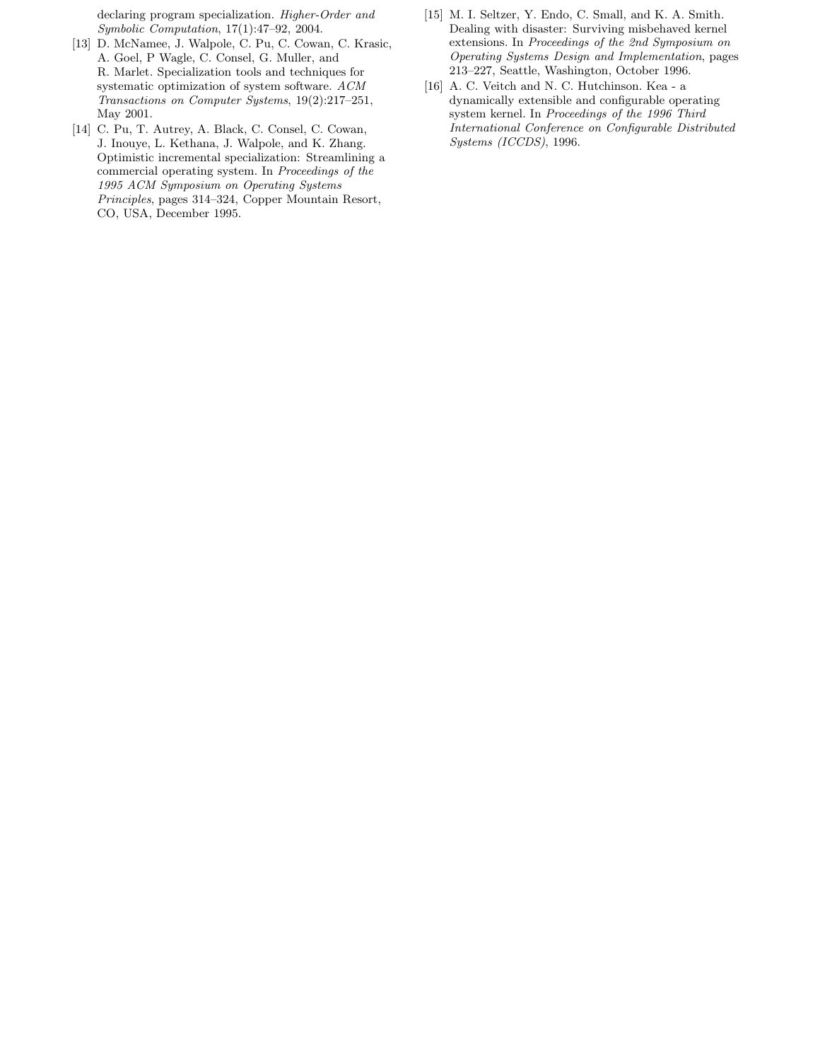declaring program specialization. *Higher-Order and Symbolic Computation*, 17(1):47–92, 2004.

[13] D. McNamee, J. Walpole, C. Pu, C. Cowan, C. Krasic, A. Goel, P Wagle, C. Consel, G. Muller, and R. Marlet. Specialization tools and techniques for systematic optimization of system software. *ACM Transactions on Computer Systems*, 19(2):217–251, May 2001.

[14] C. Pu, T. Autrey, A. Black, C. Consel, C. Cowan, J. Inouye, L. Kethana, J. Walpole, and K. Zhang. Optimistic incremental specialization: Streamlining a commercial operating system. In *Proceedings of the 1995 ACM Symposium on Operating Systems Principles*, pages 314–324, Copper Mountain Resort, CO, USA, December 1995.

[15] M. I. Seltzer, Y. Endo, C. Small, and K. A. Smith. Dealing with disaster: Surviving misbehaved kernel extensions. In *Proceedings of the 2nd Symposium on Operating Systems Design and Implementation*, pages 213–227, Seattle, Washington, October 1996.

[16] A. C. Veitch and N. C. Hutchinson. Kea - a dynamically extensible and configurable operating system kernel. In *Proceedings of the 1996 Third International Conference on Configurable Distributed Systems (ICCDS)*, 1996.